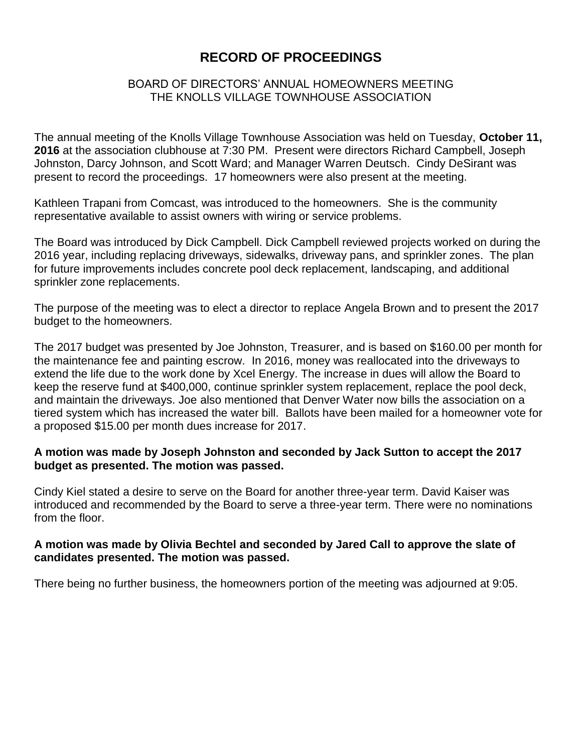# RECORD OF PROCEEDINGS

BOARD OF DIRECTORS' ANNUAL HOMEOWNERS MEETING
THE KNOLLS VILLAGE TOWNHOUSE ASSOCIATION

The annual meeting of the Knolls Village Townhouse Association was held on Tuesday, **October 11, 2016** at the association clubhouse at 7:30 PM. Present were directors Richard Campbell, Joseph Johnston, Darcy Johnson, and Scott Ward; and Manager Warren Deutsch. Cindy DeSirant was present to record the proceedings. 17 homeowners were also present at the meeting.

Kathleen Trapani from Comcast, was introduced to the homeowners. She is the community representative available to assist owners with wiring or service problems.

The Board was introduced by Dick Campbell. Dick Campbell reviewed projects worked on during the 2016 year, including replacing driveways, sidewalks, driveway pans, and sprinkler zones. The plan for future improvements includes concrete pool deck replacement, landscaping, and additional sprinkler zone replacements.

The purpose of the meeting was to elect a director to replace Angela Brown and to present the 2017 budget to the homeowners.

The 2017 budget was presented by Joe Johnston, Treasurer, and is based on $160.00 per month for the maintenance fee and painting escrow. In 2016, money was reallocated into the driveways to extend the life due to the work done by Xcel Energy. The increase in dues will allow the Board to keep the reserve fund at $400,000, continue sprinkler system replacement, replace the pool deck, and maintain the driveways. Joe also mentioned that Denver Water now bills the association on a tiered system which has increased the water bill. Ballots have been mailed for a homeowner vote for a proposed $15.00 per month dues increase for 2017.

**A motion was made by Joseph Johnston and seconded by Jack Sutton to accept the 2017 budget as presented. The motion was passed.**

Cindy Kiel stated a desire to serve on the Board for another three-year term. David Kaiser was introduced and recommended by the Board to serve a three-year term. There were no nominations from the floor.

**A motion was made by Olivia Bechtel and seconded by Jared Call to approve the slate of candidates presented. The motion was passed.**

There being no further business, the homeowners portion of the meeting was adjourned at 9:05.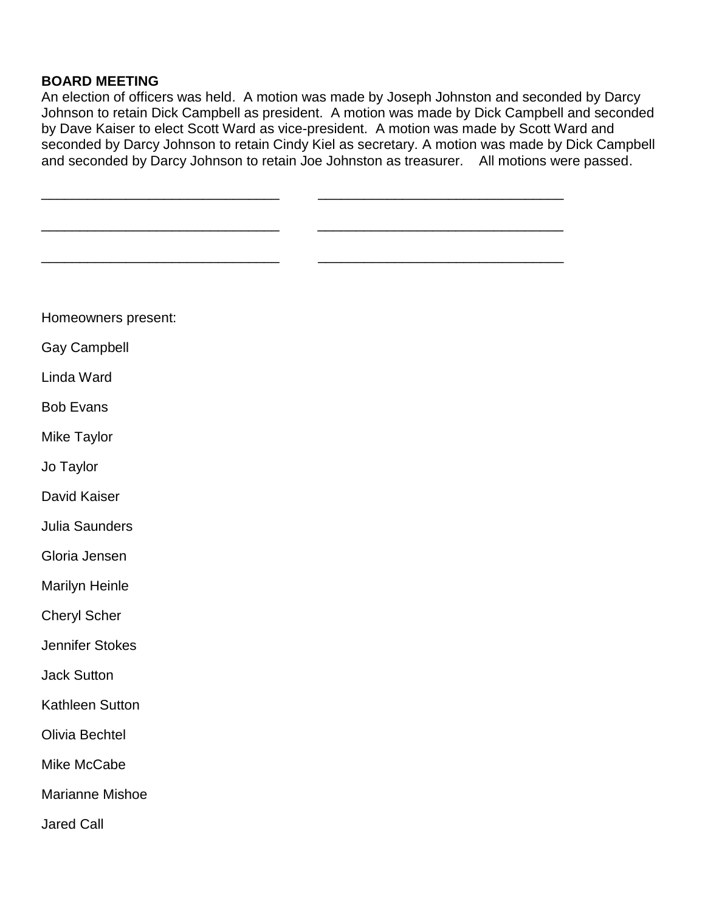**BOARD MEETING**

An election of officers was held. A motion was made by Joseph Johnston and seconded by Darcy Johnson to retain Dick Campbell as president. A motion was made by Dick Campbell and seconded by Dave Kaiser to elect Scott Ward as vice-president. A motion was made by Scott Ward and seconded by Darcy Johnson to retain Cindy Kiel as secretary. A motion was made by Dick Campbell and seconded by Darcy Johnson to retain Joe Johnston as treasurer. All motions were passed.

______________________________ ______________________________

______________________________ ______________________________

______________________________ ______________________________

Homeowners present:

Gay Campbell

Linda Ward

Bob Evans

Mike Taylor

Jo Taylor

David Kaiser

Julia Saunders

Gloria Jensen

Marilyn Heinle

Cheryl Scher

Jennifer Stokes

Jack Sutton

Kathleen Sutton

Olivia Bechtel

Mike McCabe

Marianne Mishoe

Jared Call